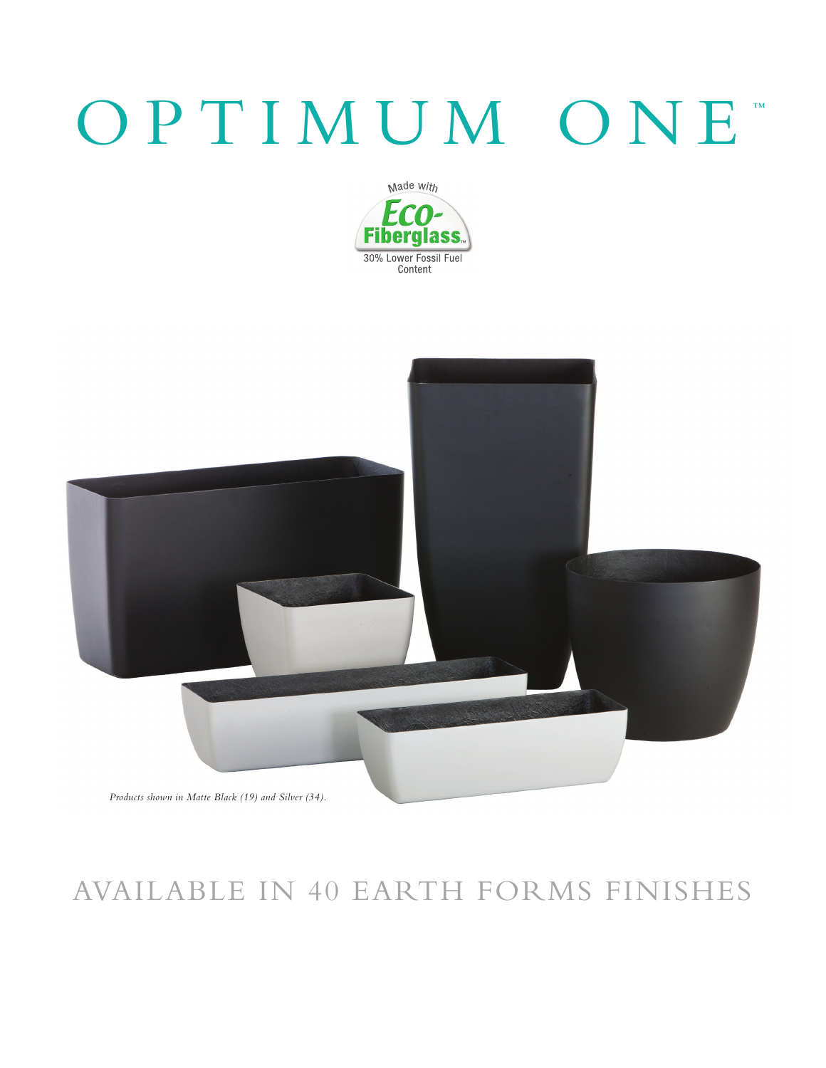# OPTIMUM ONE™

Made with Eco-Fiberglass™ 30% Lower Fossil Fuel Content

*Products shown in Matte Black (19) and Silver (34).*

## AVAILABLE IN 40 EARTH FORMS FINISHES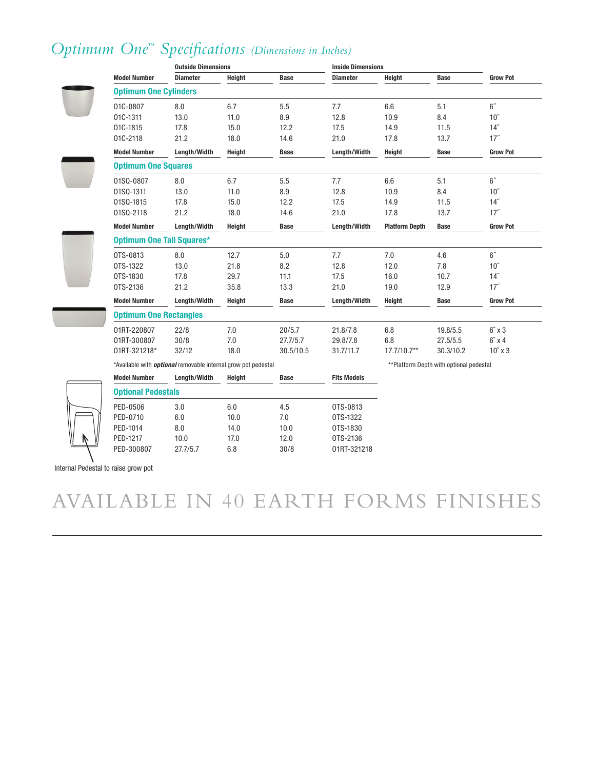# Optimum One™ Specifications *(Dimensions in Inches)*

| | Outside Dimensions | | | Inside Dimensions | | | |
|---|---|---|---|---|---|---|---|
| **Model Number** | **Diameter** | **Height** | **Base** | **Diameter** | **Height** | **Base** | **Grow Pot** |
| **Optimum One Cylinders** | | | | | | | |
| 01C-0807 | 8.0 | 6.7 | 5.5 | 7.7 | 6.6 | 5.1 | 6˝ |
| 01C-1311 | 13.0 | 11.0 | 8.9 | 12.8 | 10.9 | 8.4 | 10˝ |
| 01C-1815 | 17.8 | 15.0 | 12.2 | 17.5 | 14.9 | 11.5 | 14˝ |
| 01C-2118 | 21.2 | 18.0 | 14.6 | 21.0 | 17.8 | 13.7 | 17˝ |
| **Model Number** | **Length/Width** | **Height** | **Base** | **Length/Width** | **Height** | **Base** | **Grow Pot** |
| **Optimum One Squares** | | | | | | | |
| 01SQ-0807 | 8.0 | 6.7 | 5.5 | 7.7 | 6.6 | 5.1 | 6˝ |
| 01SQ-1311 | 13.0 | 11.0 | 8.9 | 12.8 | 10.9 | 8.4 | 10˝ |
| 01SQ-1815 | 17.8 | 15.0 | 12.2 | 17.5 | 14.9 | 11.5 | 14˝ |
| 01SQ-2118 | 21.2 | 18.0 | 14.6 | 21.0 | 17.8 | 13.7 | 17˝ |
| **Model Number** | **Length/Width** | **Height** | **Base** | **Length/Width** | **Platform Depth** | **Base** | **Grow Pot** |
| **Optimum One Tall Squares*** | | | | | | | |
| OTS-0813 | 8.0 | 12.7 | 5.0 | 7.7 | 7.0 | 4.6 | 6˝ |
| OTS-1322 | 13.0 | 21.8 | 8.2 | 12.8 | 12.0 | 7.8 | 10˝ |
| OTS-1830 | 17.8 | 29.7 | 11.1 | 17.5 | 16.0 | 10.7 | 14˝ |
| OTS-2136 | 21.2 | 35.8 | 13.3 | 21.0 | 19.0 | 12.9 | 17˝ |
| **Model Number** | **Length/Width** | **Height** | **Base** | **Length/Width** | **Height** | **Base** | **Grow Pot** |
| **Optimum One Rectangles** | | | | | | | |
| 01RT-220807 | 22/8 | 7.0 | 20/5.7 | 21.8/7.8 | 6.8 | 19.8/5.5 | 6˝ x 3 |
| 01RT-300807 | 30/8 | 7.0 | 27.7/5.7 | 29.8/7.8 | 6.8 | 27.5/5.5 | 6˝ x 4 |
| 01RT-321218* | 32/12 | 18.0 | 30.5/10.5 | 31.7/11.7 | 17.7/10.7** | 30.3/10.2 | 10˝ x 3 |

*Available with ***optional*** removable internal grow pot pedestal

**Platform Depth with optional pedestal

| Model Number | Length/Width | Height | Base | Fits Models |
|---|---|---|---|---|
| **Optional Pedestals** | | | | |
| PED-0506 | 3.0 | 6.0 | 4.5 | OTS-0813 |
| PED-0710 | 6.0 | 10.0 | 7.0 | OTS-1322 |
| PED-1014 | 8.0 | 14.0 | 10.0 | OTS-1830 |
| PED-1217 | 10.0 | 17.0 | 12.0 | OTS-2136 |
| PED-300807 | 27.7/5.7 | 6.8 | 30/8 | 01RT-321218 |

Internal Pedestal to raise grow pot

# AVAILABLE IN 40 EARTH FORMS FINISHES